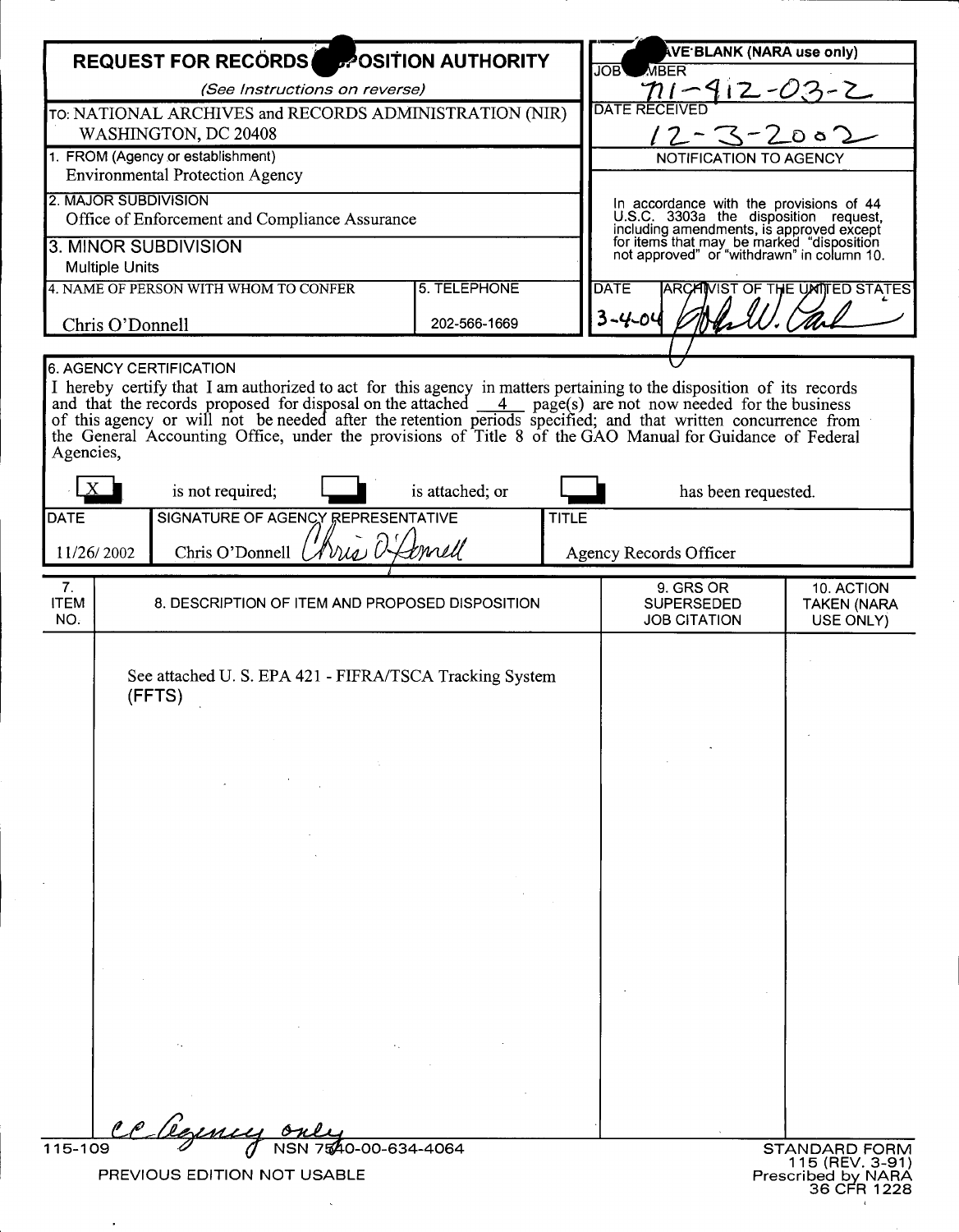# REQUEST FOR RECORDS DISPOSITION AUTHORITY

*(See Instructions on reverse)*

TO: NATIONAL ARCHIVES and RECORDS ADMINISTRATION (NIR)
WASHINGTON, DC 20408

**LEAVE BLANK (NARA use only)**

JOB NUMBER: N1-412-03-2

DATE RECEIVED: 12-3-2002

**NOTIFICATION TO AGENCY**

In accordance with the provisions of 44 U.S.C. 3303a the disposition request, including amendments, is approved except for items that may be marked "disposition not approved" or "withdrawn" in column 10.

DATE: 3-4-04

ARCHIVIST OF THE UNITED STATES: [signature]

1. FROM (Agency or establishment)
Environmental Protection Agency

2. MAJOR SUBDIVISION
Office of Enforcement and Compliance Assurance

3. MINOR SUBDIVISION
Multiple Units

4. NAME OF PERSON WITH WHOM TO CONFER: Chris O'Donnell

5. TELEPHONE: 202-566-1669

6. AGENCY CERTIFICATION

I hereby certify that I am authorized to act for this agency in matters pertaining to the disposition of its records and that the records proposed for disposal on the attached 4 page(s) are not now needed for the business of this agency or will not be needed after the retention periods specified; and that written concurrence from the General Accounting Office, under the provisions of Title 8 of the GAO Manual for Guidance of Federal Agencies,

[X] is not required; [ ] is attached; or [ ] has been requested.

| DATE | SIGNATURE OF AGENCY REPRESENTATIVE | TITLE |
|---|---|---|
| 11/26/2002 | Chris O'Donnell [signature] | Agency Records Officer |

| 7. ITEM NO. | 8. DESCRIPTION OF ITEM AND PROPOSED DISPOSITION | 9. GRS OR SUPERSEDED JOB CITATION | 10. ACTION TAKEN (NARA USE ONLY) |
|---|---|---|---|
| | See attached U. S. EPA 421 - FIFRA/TSCA Tracking System (FFTS) | | |

cc Agency only

115-109 NSN 7540-00-634-4064

PREVIOUS EDITION NOT USABLE

STANDARD FORM 115 (REV. 3-91)
Prescribed by NARA
36 CFR 1228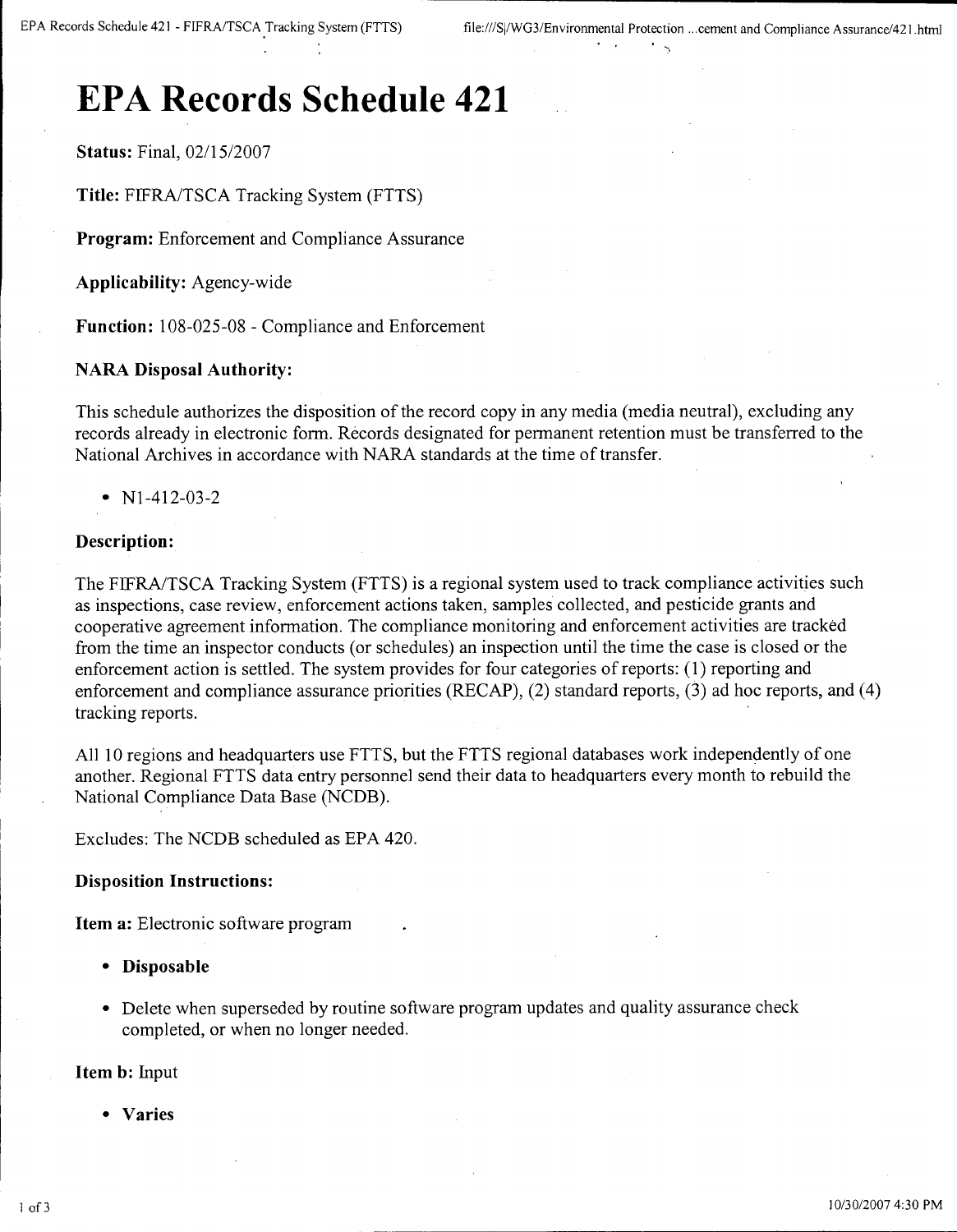# EPA Records Schedule 421

**Status:** Final, 02/15/2007

**Title:** FIFRA/TSCA Tracking System (FTTS)

**Program:** Enforcement and Compliance Assurance

**Applicability:** Agency-wide

**Function:** 108-025-08 - Compliance and Enforcement

**NARA Disposal Authority:**

This schedule authorizes the disposition of the record copy in any media (media neutral), excluding any records already in electronic form. Records designated for permanent retention must be transferred to the National Archives in accordance with NARA standards at the time of transfer.

- N1-412-03-2

**Description:**

The FIFRA/TSCA Tracking System (FTTS) is a regional system used to track compliance activities such as inspections, case review, enforcement actions taken, samples collected, and pesticide grants and cooperative agreement information. The compliance monitoring and enforcement activities are tracked from the time an inspector conducts (or schedules) an inspection until the time the case is closed or the enforcement action is settled. The system provides for four categories of reports: (1) reporting and enforcement and compliance assurance priorities (RECAP), (2) standard reports, (3) ad hoc reports, and (4) tracking reports.

All 10 regions and headquarters use FTTS, but the FTTS regional databases work independently of one another. Regional FTTS data entry personnel send their data to headquarters every month to rebuild the National Compliance Data Base (NCDB).

Excludes: The NCDB scheduled as EPA 420.

**Disposition Instructions:**

**Item a:** Electronic software program

- **Disposable**
- Delete when superseded by routine software program updates and quality assurance check completed, or when no longer needed.

**Item b:** Input

- **Varies**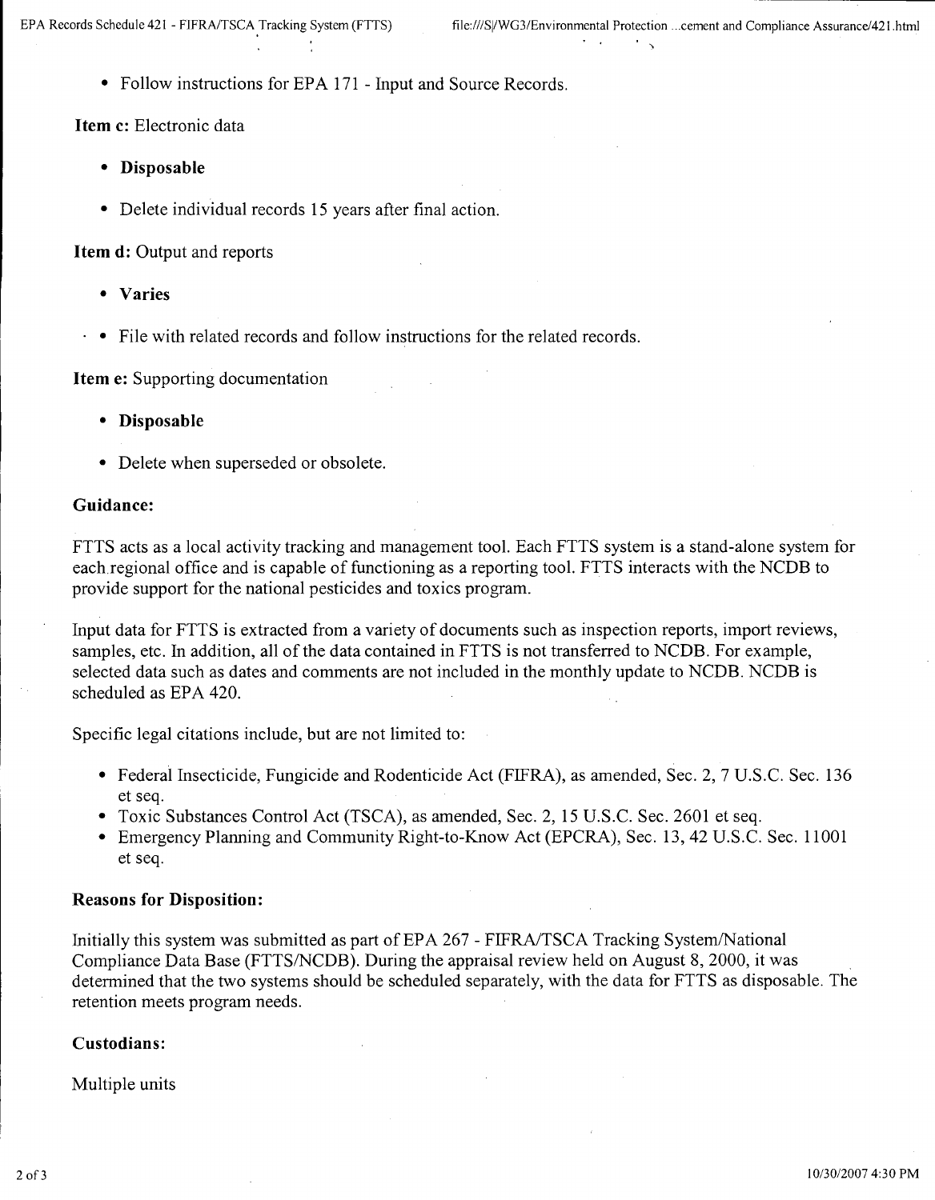- Follow instructions for EPA 171 - Input and Source Records.

**Item c:** Electronic data

- **Disposable**
- Delete individual records 15 years after final action.

**Item d:** Output and reports

- **Varies**
- File with related records and follow instructions for the related records.

**Item e:** Supporting documentation

- **Disposable**
- Delete when superseded or obsolete.

**Guidance:**

FTTS acts as a local activity tracking and management tool. Each FTTS system is a stand-alone system for each regional office and is capable of functioning as a reporting tool. FTTS interacts with the NCDB to provide support for the national pesticides and toxics program.

Input data for FTTS is extracted from a variety of documents such as inspection reports, import reviews, samples, etc. In addition, all of the data contained in FTTS is not transferred to NCDB. For example, selected data such as dates and comments are not included in the monthly update to NCDB. NCDB is scheduled as EPA 420.

Specific legal citations include, but are not limited to:

- Federal Insecticide, Fungicide and Rodenticide Act (FIFRA), as amended, Sec. 2, 7 U.S.C. Sec. 136 et seq.
- Toxic Substances Control Act (TSCA), as amended, Sec. 2, 15 U.S.C. Sec. 2601 et seq.
- Emergency Planning and Community Right-to-Know Act (EPCRA), Sec. 13, 42 U.S.C. Sec. 11001 et seq.

**Reasons for Disposition:**

Initially this system was submitted as part of EPA 267 - FIFRA/TSCA Tracking System/National Compliance Data Base (FTTS/NCDB). During the appraisal review held on August 8, 2000, it was determined that the two systems should be scheduled separately, with the data for FTTS as disposable. The retention meets program needs.

**Custodians:**

Multiple units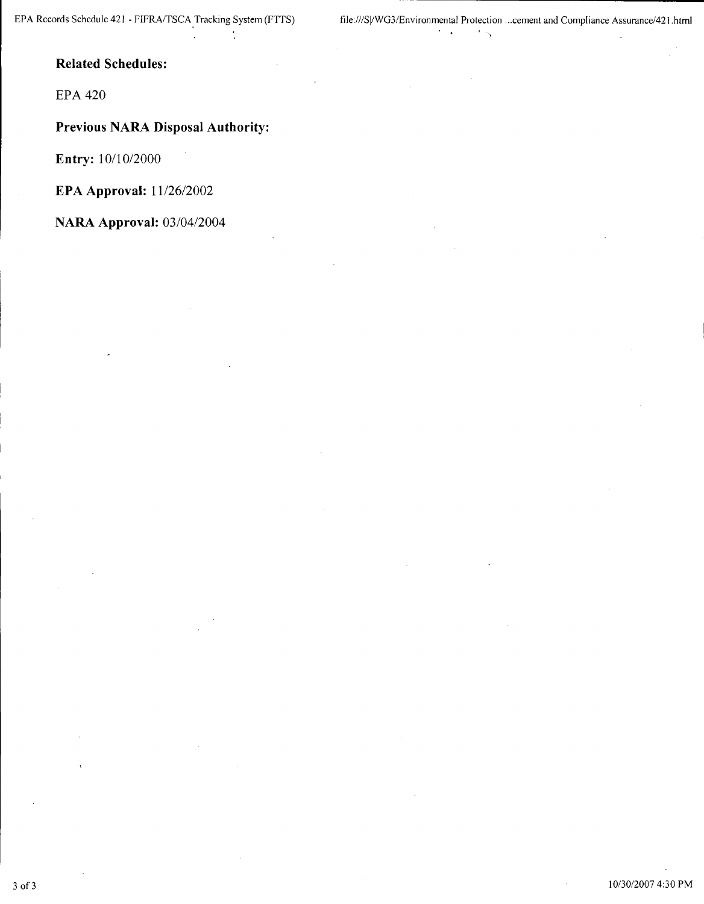**Related Schedules:**

EPA 420

**Previous NARA Disposal Authority:**

**Entry:** 10/10/2000

**EPA Approval:** 11/26/2002

**NARA Approval:** 03/04/2004